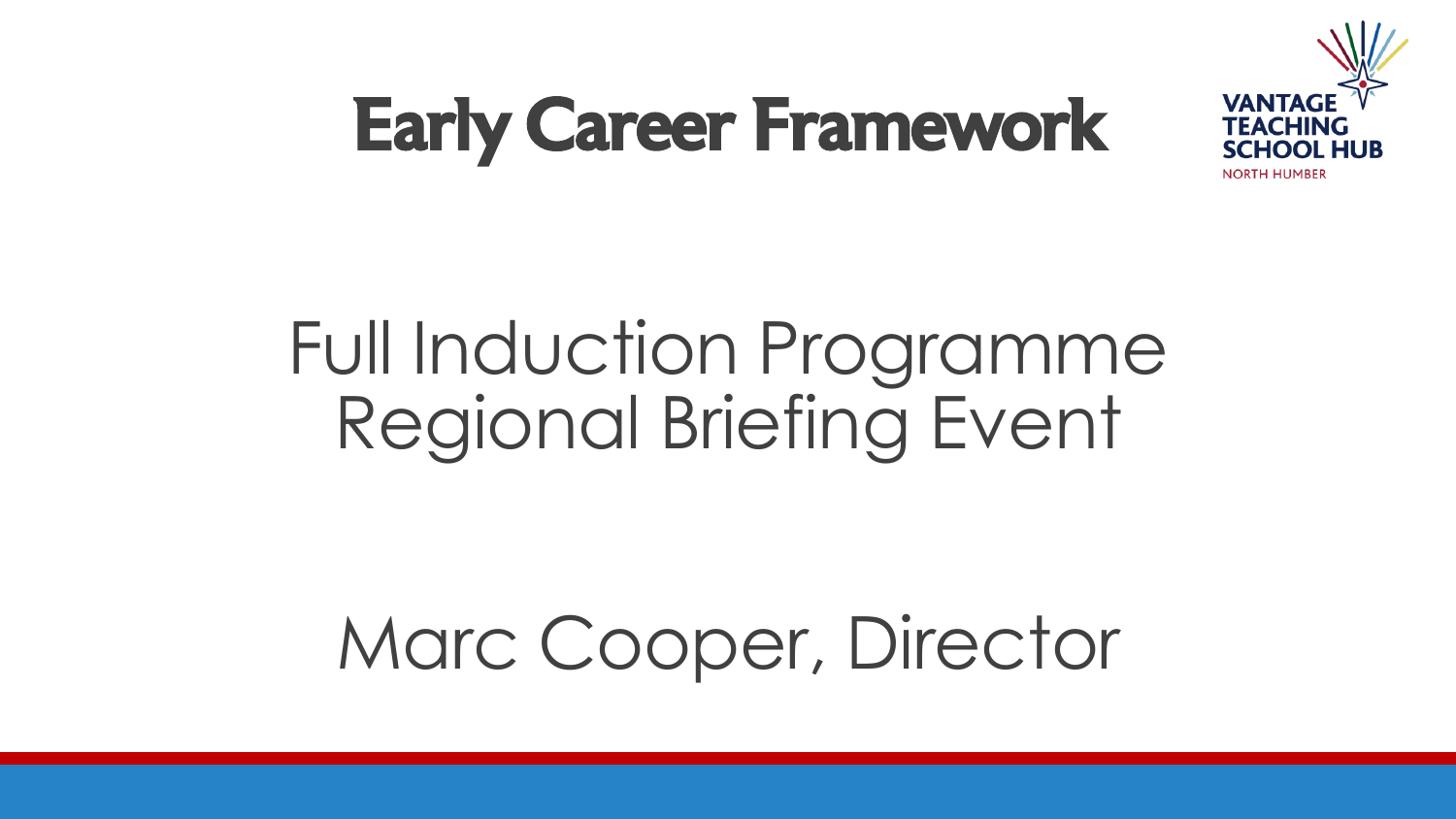# Early Career Framework

VANTAGE TEACHING SCHOOL HUB
NORTH HUMBER

## Full Induction Programme Regional Briefing Event

Marc Cooper, Director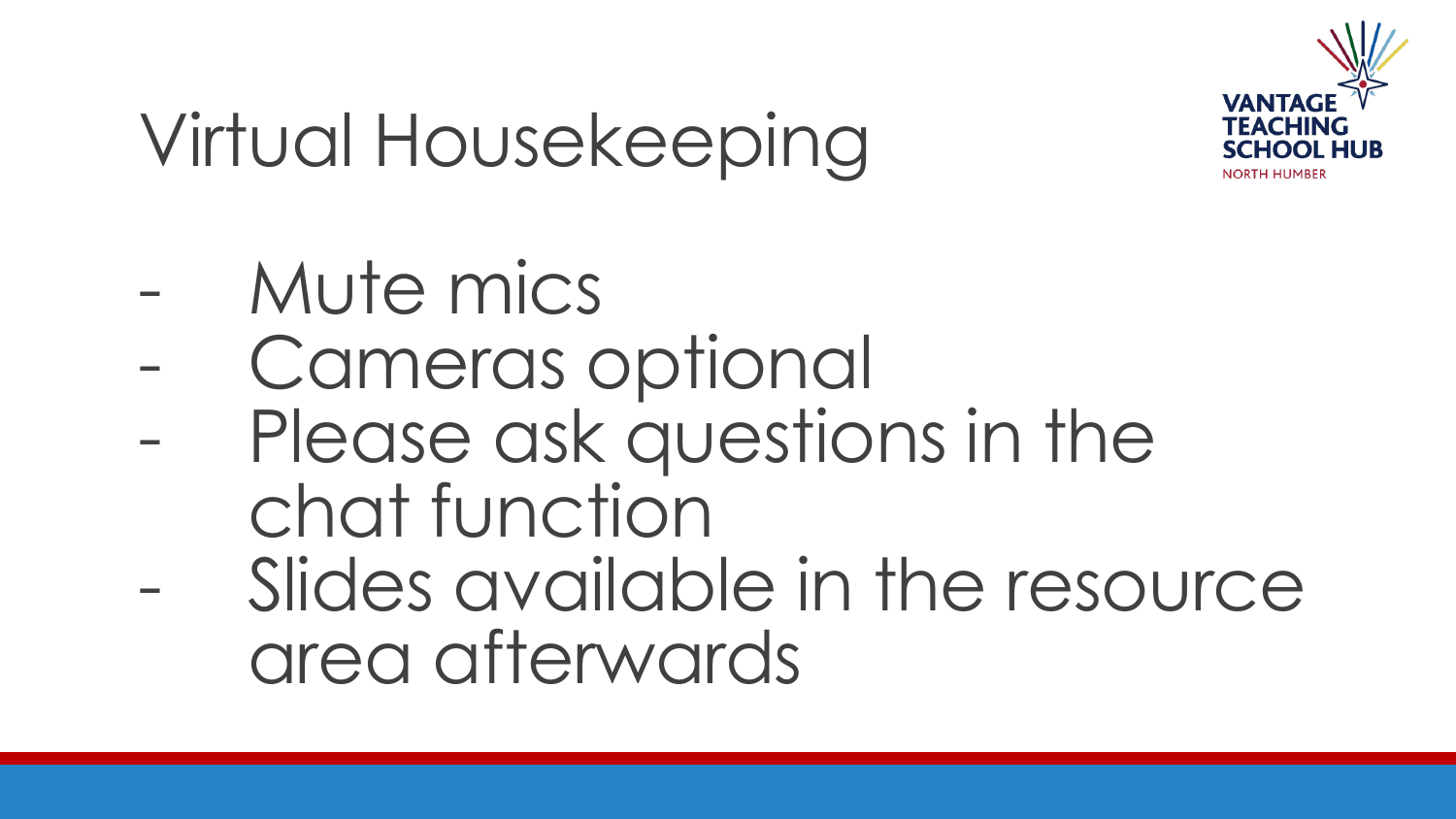# Virtual Housekeeping

VANTAGE TEACHING SCHOOL HUB
NORTH HUMBER

- Mute mics
- Cameras optional
- Please ask questions in the chat function
- Slides available in the resource area afterwards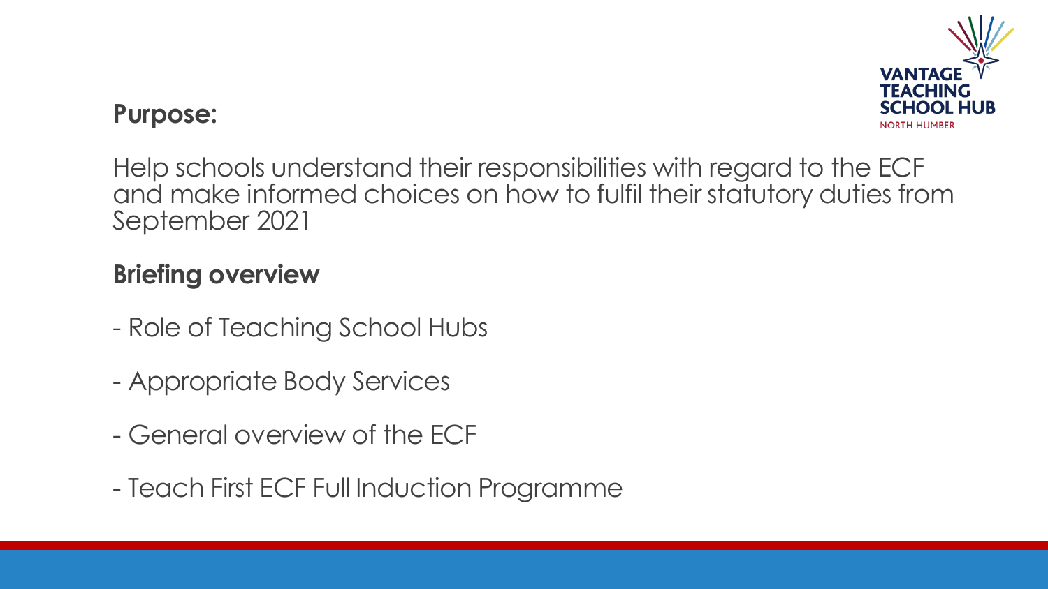## Purpose:

Help schools understand their responsibilities with regard to the ECF and make informed choices on how to fulfil their statutory duties from September 2021

## Briefing overview

- Role of Teaching School Hubs
- Appropriate Body Services
- General overview of the ECF
- Teach First ECF Full Induction Programme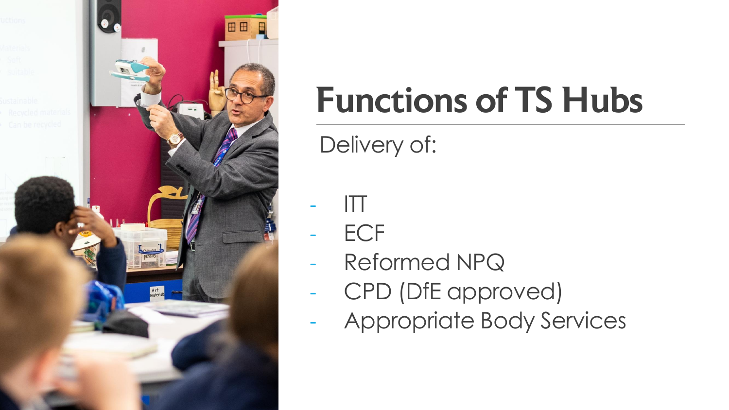# Functions of TS Hubs

Delivery of:

- ITT
- ECF
- Reformed NPQ
- CPD (DfE approved)
- Appropriate Body Services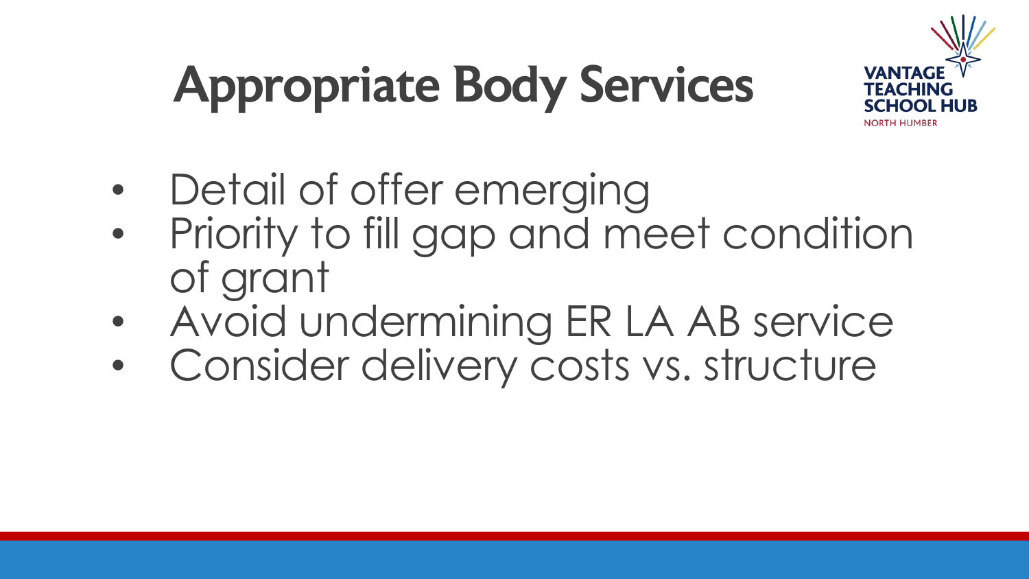# Appropriate Body Services

- Detail of offer emerging
- Priority to fill gap and meet condition of grant
- Avoid undermining ER LA AB service
- Consider delivery costs vs. structure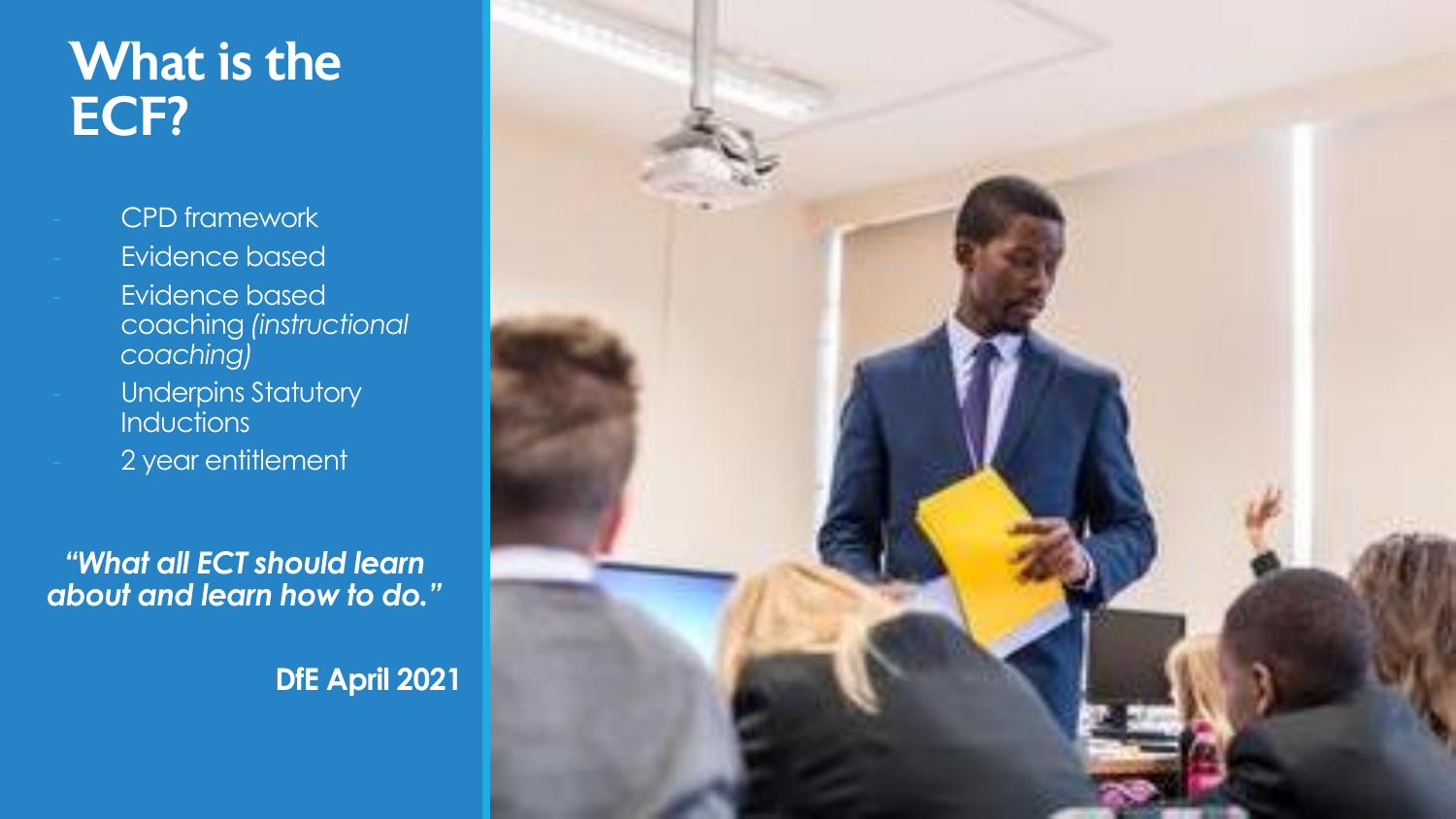# What is the ECF?

- CPD framework
- Evidence based
- Evidence based coaching *(instructional coaching)*
- Underpins Statutory Inductions
- 2 year entitlement

***"What all ECT should learn about and learn how to do."***

**DfE April 2021**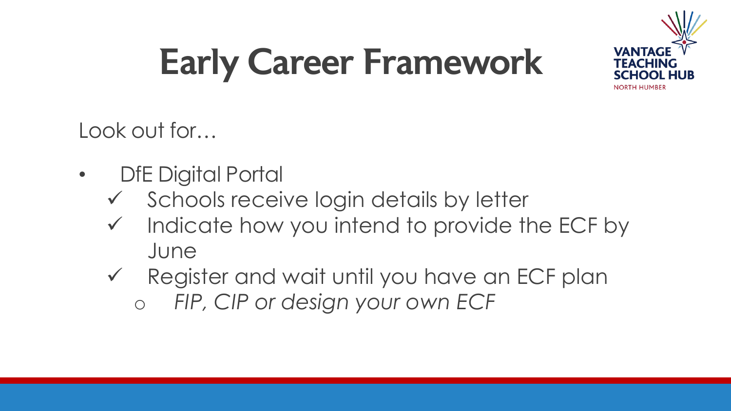# Early Career Framework

Look out for…

- DfE Digital Portal
  - ✓ Schools receive login details by letter
  - ✓ Indicate how you intend to provide the ECF by June
  - ✓ Register and wait until you have an ECF plan
    - *FIP, CIP or design your own ECF*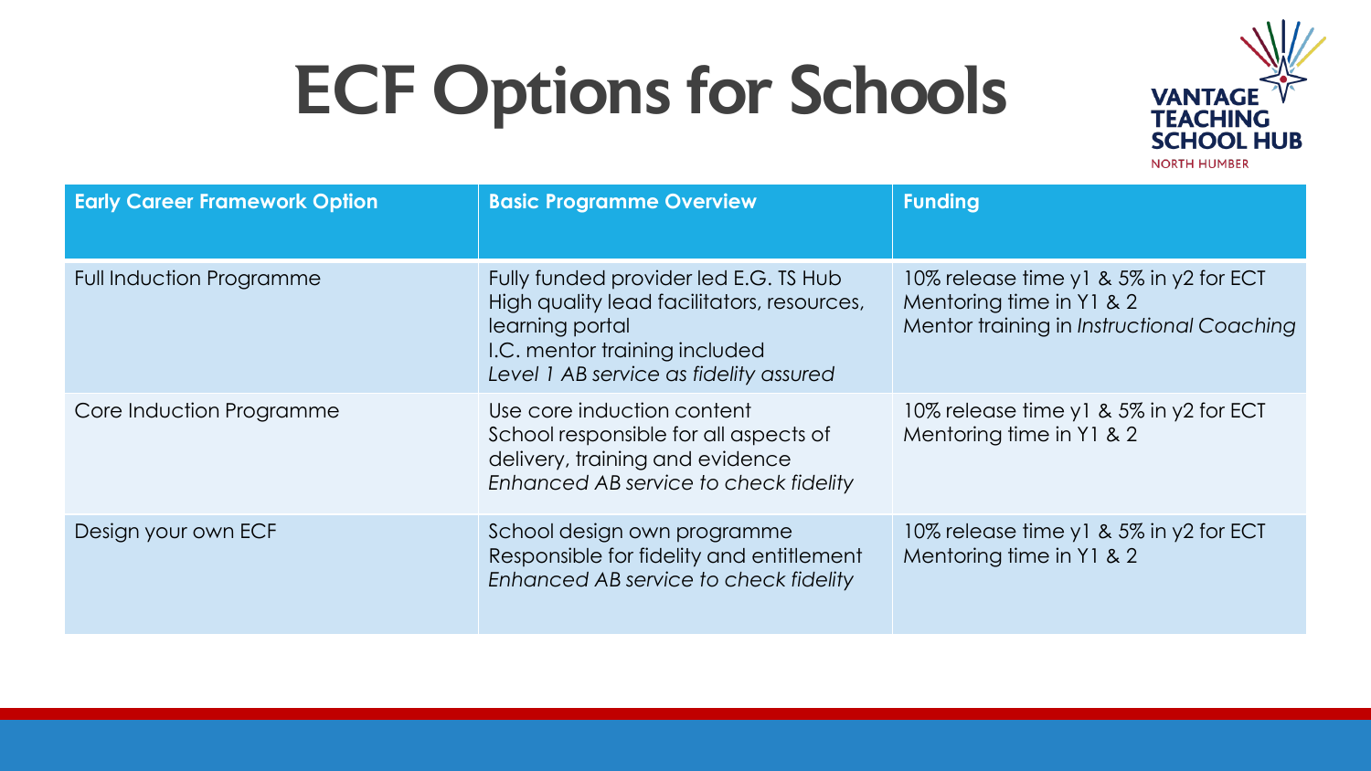# ECF Options for Schools

VANTAGE TEACHING SCHOOL HUB
NORTH HUMBER

| Early Career Framework Option | Basic Programme Overview | Funding |
|---|---|---|
| Full Induction Programme | Fully funded provider led E.G. TS Hub<br>High quality lead facilitators, resources, learning portal<br>I.C. mentor training included<br>*Level 1 AB service as fidelity assured* | 10% release time y1 & 5% in y2 for ECT<br>Mentoring time in Y1 & 2<br>Mentor training in *Instructional Coaching* |
| Core Induction Programme | Use core induction content<br>School responsible for all aspects of delivery, training and evidence<br>*Enhanced AB service to check fidelity* | 10% release time y1 & 5% in y2 for ECT<br>Mentoring time in Y1 & 2 |
| Design your own ECF | School design own programme<br>Responsible for fidelity and entitlement<br>*Enhanced AB service to check fidelity* | 10% release time y1 & 5% in y2 for ECT<br>Mentoring time in Y1 & 2 |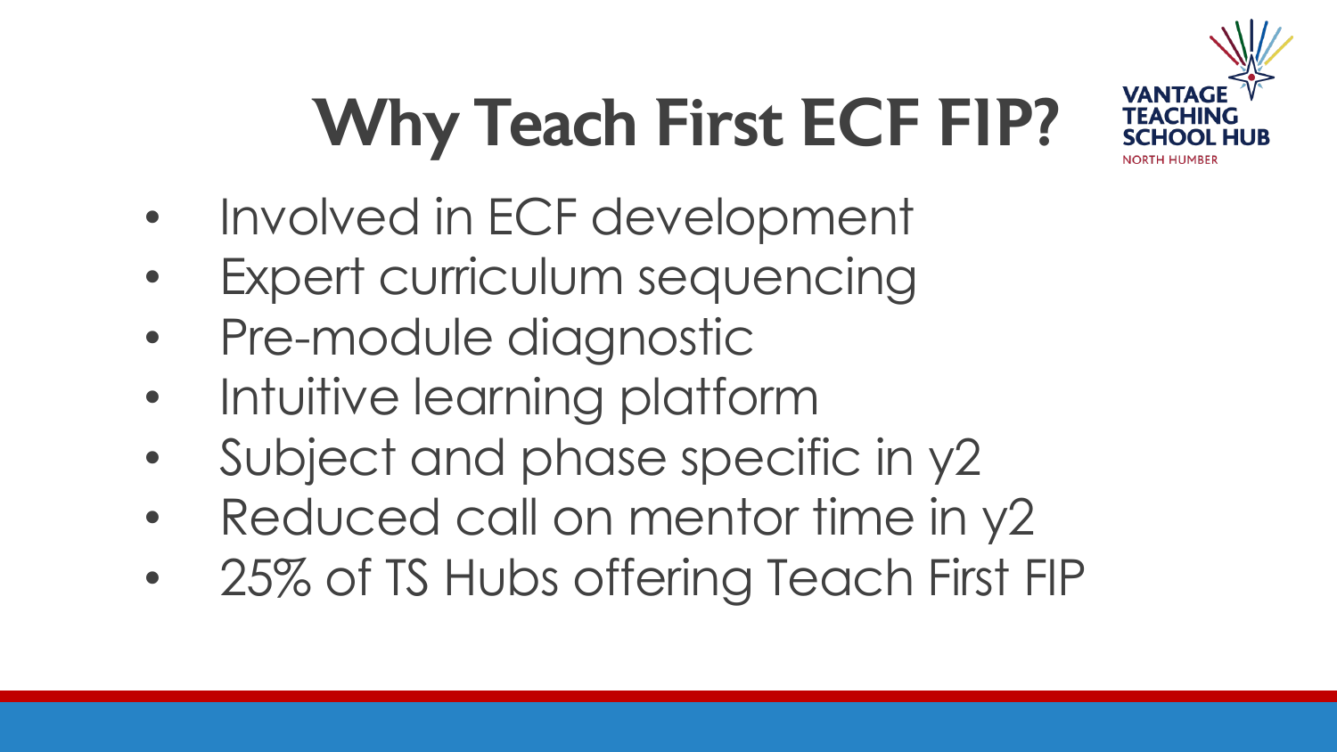# Why Teach First ECF FIP?

- Involved in ECF development
- Expert curriculum sequencing
- Pre-module diagnostic
- Intuitive learning platform
- Subject and phase specific in y2
- Reduced call on mentor time in y2
- 25% of TS Hubs offering Teach First FIP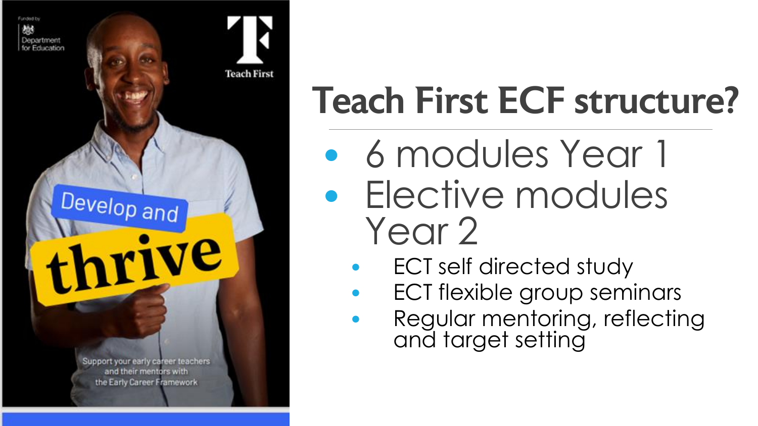# Teach First ECF structure?

- 6 modules Year 1
- Elective modules Year 2
  - ECT self directed study
  - ECT flexible group seminars
  - Regular mentoring, reflecting and target setting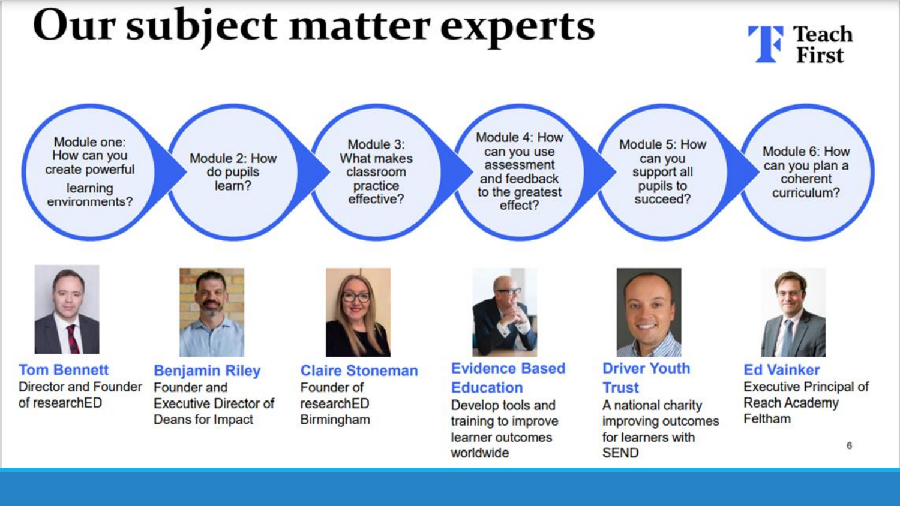# Our subject matter experts

Teach First

- Module one: How can you create powerful learning environments?
- Module 2: How do pupils learn?
- Module 3: What makes classroom practice effective?
- Module 4: How can you use assessment and feedback to the greatest effect?
- Module 5: How can you support all pupils to succeed?
- Module 6: How can you plan a coherent curriculum?

**Tom Bennett**
Director and Founder of researchED

**Benjamin Riley**
Founder and Executive Director of Deans for Impact

**Claire Stoneman**
Founder of researchED Birmingham

**Evidence Based Education**
Develop tools and training to improve learner outcomes worldwide

**Driver Youth Trust**
A national charity improving outcomes for learners with SEND

**Ed Vainker**
Executive Principal of Reach Academy Feltham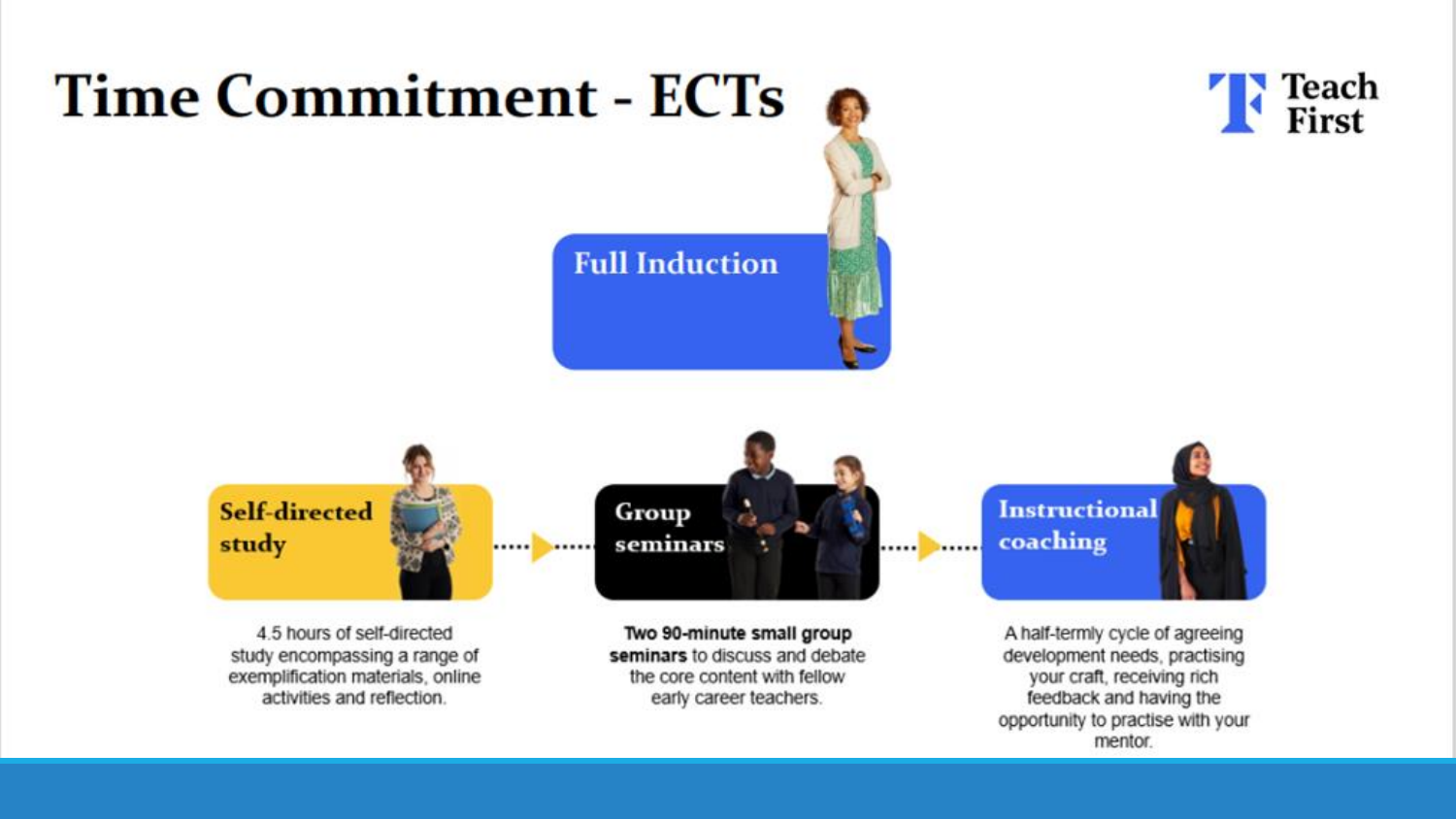# Time Commitment - ECTs

Teach First

## Full Induction

### Self-directed study

4.5 hours of self-directed study encompassing a range of exemplification materials, online activities and reflection.

### Group seminars

**Two 90-minute small group seminars** to discuss and debate the core content with fellow early career teachers.

### Instructional coaching

A half-termly cycle of agreeing development needs, practising your craft, receiving rich feedback and having the opportunity to practise with your mentor.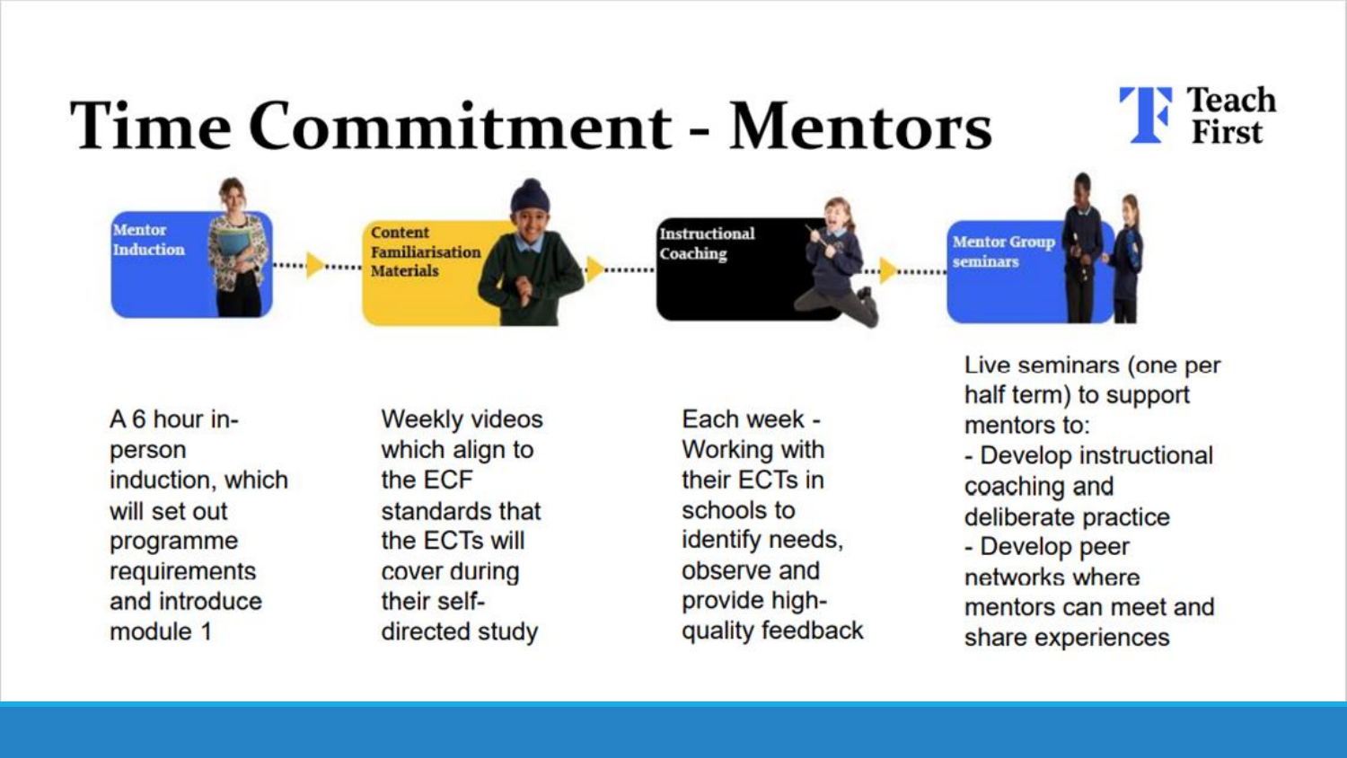# Time Commitment - Mentors

Teach First

**Mentor Induction** → **Content Familiarisation Materials** → **Instructional Coaching** → **Mentor Group seminars**

**Mentor Induction**

A 6 hour in-person induction, which will set out programme requirements and introduce module 1

**Content Familiarisation Materials**

Weekly videos which align to the ECF standards that the ECTs will cover during their self-directed study

**Instructional Coaching**

Each week - Working with their ECTs in schools to identify needs, observe and provide high-quality feedback

**Mentor Group seminars**

Live seminars (one per half term) to support mentors to:

- Develop instructional coaching and deliberate practice
- Develop peer networks where mentors can meet and share experiences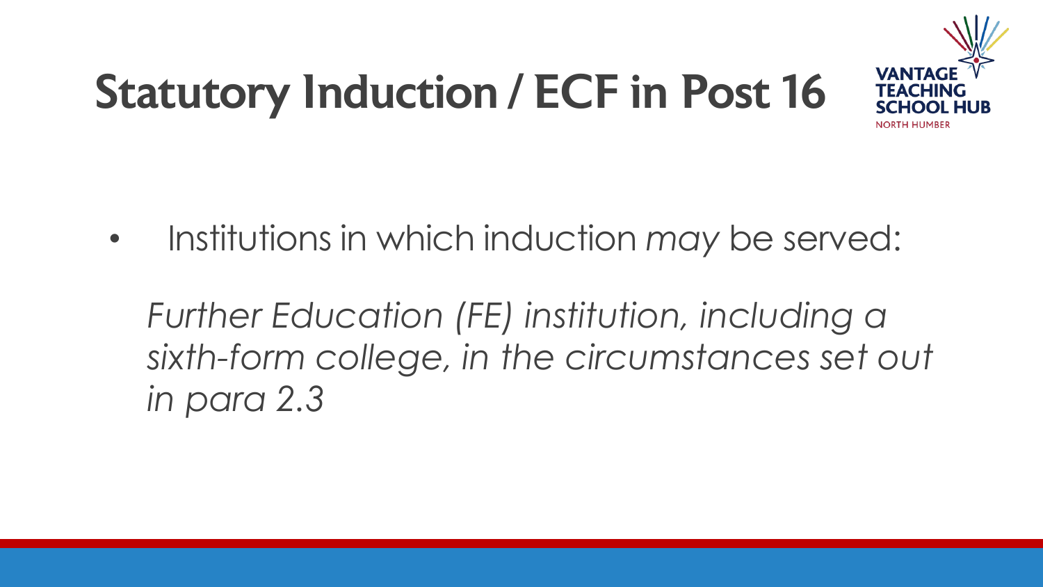# Statutory Induction / ECF in Post 16

- Institutions in which induction *may* be served:

  *Further Education (FE) institution, including a sixth-form college, in the circumstances set out in para 2.3*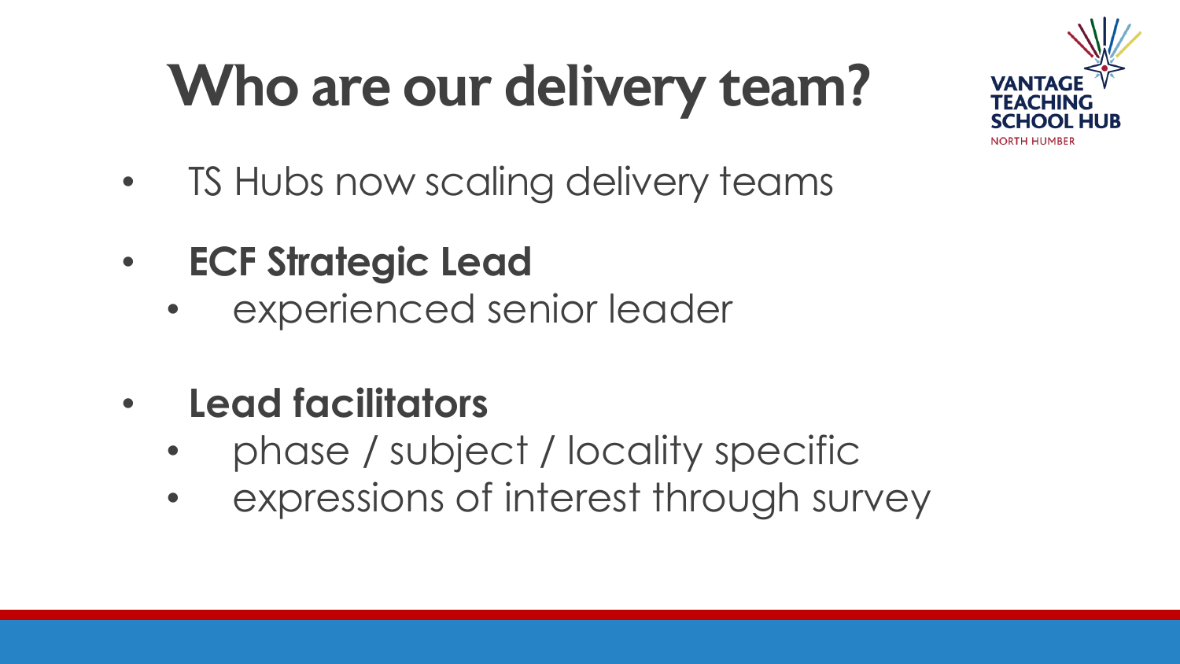# Who are our delivery team?

VANTAGE TEACHING SCHOOL HUB
NORTH HUMBER

- TS Hubs now scaling delivery teams
- **ECF Strategic Lead**
  - experienced senior leader
- **Lead facilitators**
  - phase / subject / locality specific
  - expressions of interest through survey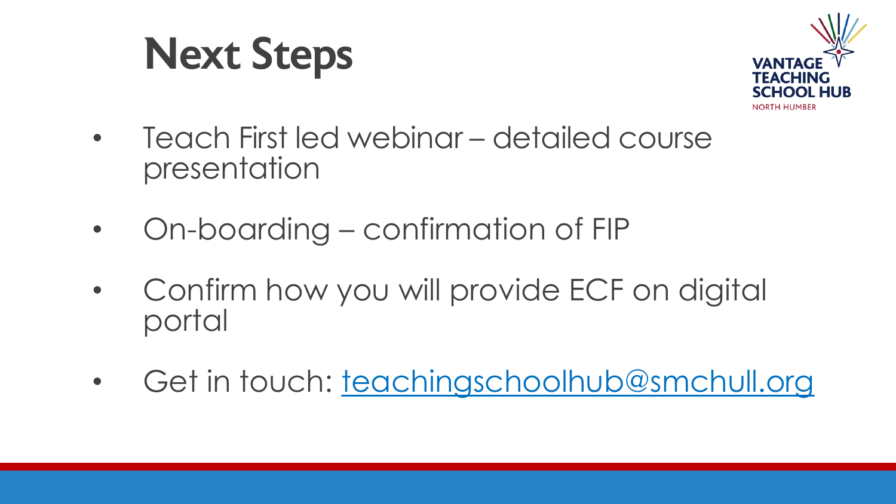# Next Steps

VANTAGE TEACHING SCHOOL HUB
NORTH HUMBER

- Teach First led webinar – detailed course presentation
- On-boarding – confirmation of FIP
- Confirm how you will provide ECF on digital portal
- Get in touch: teachingschoolhub@smchull.org